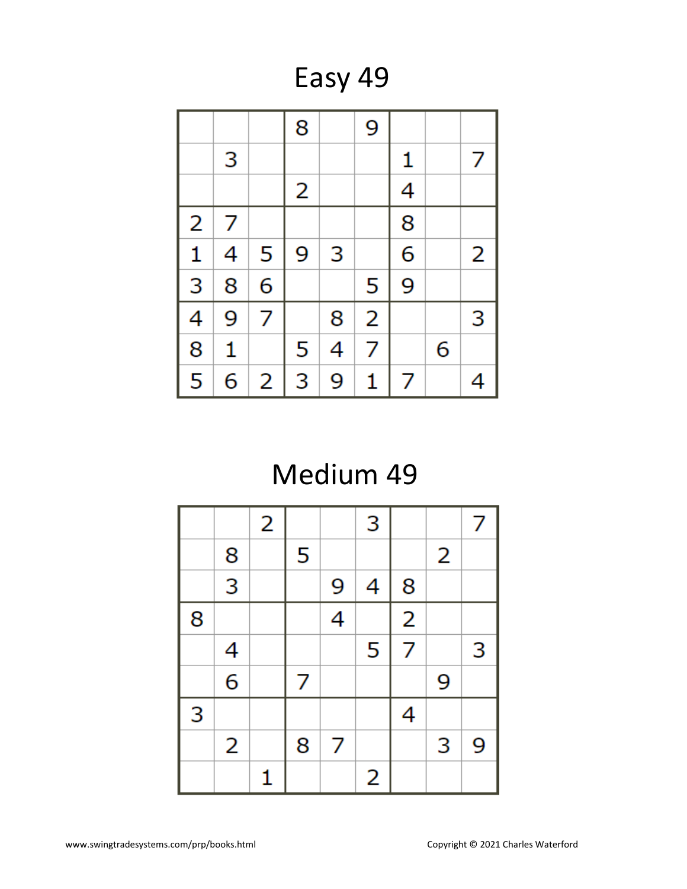# Easy 49

| | | | | | | | | |
|---|---|---|---|---|---|---|---|---|
| | | | 8 | | 9 | | | |
| | 3 | | | | | 1 | | 7 |
| | | | 2 | | | 4 | | |
| 2 | 7 | | | | | 8 | | |
| 1 | 4 | 5 | 9 | 3 | | 6 | | 2 |
| 3 | 8 | 6 | | | 5 | 9 | | |
| 4 | 9 | 7 | | 8 | 2 | | | 3 |
| 8 | 1 | | 5 | 4 | 7 | | 6 | |
| 5 | 6 | 2 | 3 | 9 | 1 | 7 | | 4 |

# Medium 49

| | | | | | | | | |
|---|---|---|---|---|---|---|---|---|
| | | 2 | | | 3 | | | 7 |
| | 8 | | 5 | | | | 2 | |
| | 3 | | | 9 | 4 | 8 | | |
| 8 | | | | 4 | | 2 | | |
| | 4 | | | | 5 | 7 | | 3 |
| | 6 | | 7 | | | | 9 | |
| 3 | | | | | | 4 | | |
| | 2 | | 8 | 7 | | | 3 | 9 |
| | | 1 | | | 2 | | | |

www.swingtradesystems.com/prp/books.html

Copyright © 2021 Charles Waterford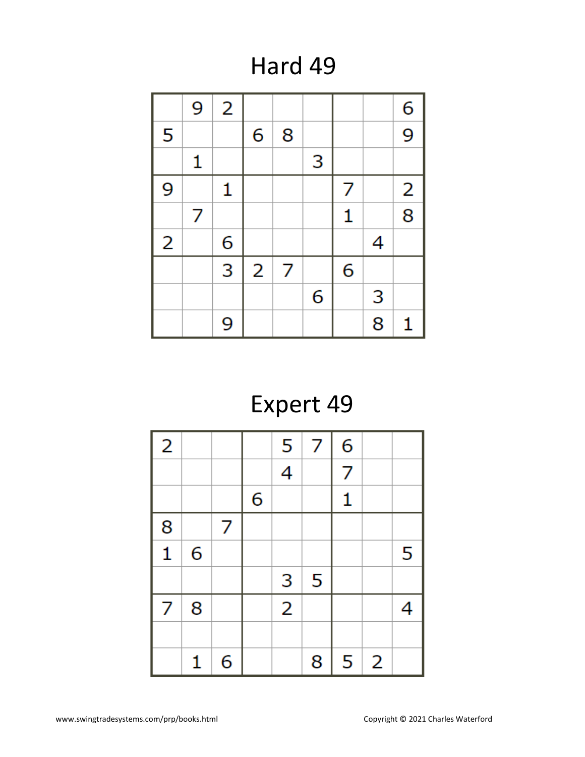# Hard 49

|   |   |   |   |   |   |   |   |   |
|---|---|---|---|---|---|---|---|---|
|   | 9 | 2 |   |   |   |   |   | 6 |
| 5 |   |   | 6 | 8 |   |   |   | 9 |
|   | 1 |   |   |   | 3 |   |   |   |
| 9 |   | 1 |   |   |   | 7 |   | 2 |
|   | 7 |   |   |   |   | 1 |   | 8 |
| 2 |   | 6 |   |   |   |   | 4 |   |
|   |   | 3 | 2 | 7 |   | 6 |   |   |
|   |   |   |   |   | 6 |   | 3 |   |
|   |   | 9 |   |   |   |   | 8 | 1 |

# Expert 49

|   |   |   |   |   |   |   |   |   |
|---|---|---|---|---|---|---|---|---|
| 2 |   |   |   | 5 | 7 | 6 |   |   |
|   |   |   |   | 4 |   | 7 |   |   |
|   |   |   | 6 |   |   | 1 |   |   |
| 8 |   | 7 |   |   |   |   |   |   |
| 1 | 6 |   |   |   |   |   |   | 5 |
|   |   |   |   | 3 | 5 |   |   |   |
| 7 | 8 |   |   | 2 |   |   |   | 4 |
|   |   |   |   |   |   |   |   |   |
|   | 1 | 6 |   |   | 8 | 5 | 2 |   |

www.swingtradesystems.com/prp/books.html

Copyright © 2021 Charles Waterford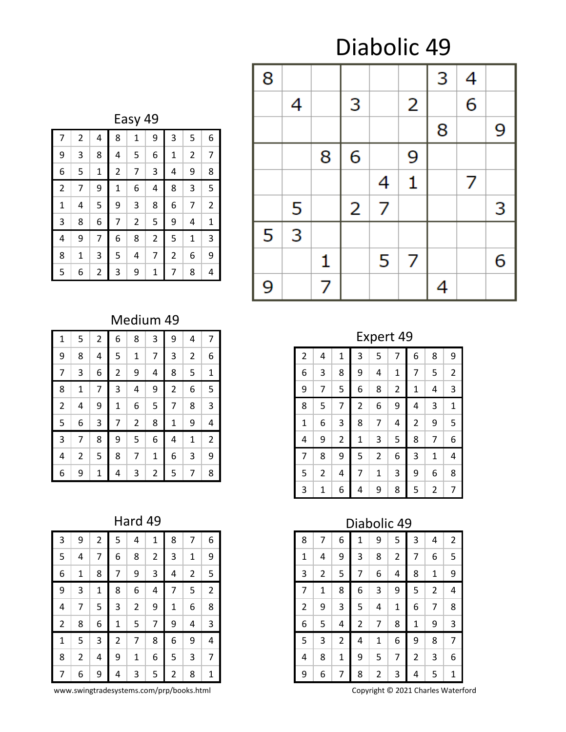# Diabolic 49

| | | | | | | | | |
|---|---|---|---|---|---|---|---|---|
| 8 | | | | | | 3 | 4 | |
| | 4 | | 3 | | 2 | | 6 | |
| | | | | | | 8 | | 9 |
| | | 8 | 6 | | 9 | | | |
| | | | | 4 | 1 | | 7 | |
| | 5 | | 2 | 7 | | | | 3 |
| 5 | 3 | | | | | | | |
| | | 1 | | 5 | 7 | | | 6 |
| 9 | | 7 | | | | 4 | | |

## Easy 49

| | | | | | | | | |
|---|---|---|---|---|---|---|---|---|
| 7 | 2 | 4 | 8 | 1 | 9 | 3 | 5 | 6 |
| 9 | 3 | 8 | 4 | 5 | 6 | 1 | 2 | 7 |
| 6 | 5 | 1 | 2 | 7 | 3 | 4 | 9 | 8 |
| 2 | 7 | 9 | 1 | 6 | 4 | 8 | 3 | 5 |
| 1 | 4 | 5 | 9 | 3 | 8 | 6 | 7 | 2 |
| 3 | 8 | 6 | 7 | 2 | 5 | 9 | 4 | 1 |
| 4 | 9 | 7 | 6 | 8 | 2 | 5 | 1 | 3 |
| 8 | 1 | 3 | 5 | 4 | 7 | 2 | 6 | 9 |
| 5 | 6 | 2 | 3 | 9 | 1 | 7 | 8 | 4 |

## Medium 49

| | | | | | | | | |
|---|---|---|---|---|---|---|---|---|
| 1 | 5 | 2 | 6 | 8 | 3 | 9 | 4 | 7 |
| 9 | 8 | 4 | 5 | 1 | 7 | 3 | 2 | 6 |
| 7 | 3 | 6 | 2 | 9 | 4 | 8 | 5 | 1 |
| 8 | 1 | 7 | 3 | 4 | 9 | 2 | 6 | 5 |
| 2 | 4 | 9 | 1 | 6 | 5 | 7 | 8 | 3 |
| 5 | 6 | 3 | 7 | 2 | 8 | 1 | 9 | 4 |
| 3 | 7 | 8 | 9 | 5 | 6 | 4 | 1 | 2 |
| 4 | 2 | 5 | 8 | 7 | 1 | 6 | 3 | 9 |
| 6 | 9 | 1 | 4 | 3 | 2 | 5 | 7 | 8 |

## Expert 49

| | | | | | | | | |
|---|---|---|---|---|---|---|---|---|
| 2 | 4 | 1 | 3 | 5 | 7 | 6 | 8 | 9 |
| 6 | 3 | 8 | 9 | 4 | 1 | 7 | 5 | 2 |
| 9 | 7 | 5 | 6 | 8 | 2 | 1 | 4 | 3 |
| 8 | 5 | 7 | 2 | 6 | 9 | 4 | 3 | 1 |
| 1 | 6 | 3 | 8 | 7 | 4 | 2 | 9 | 5 |
| 4 | 9 | 2 | 1 | 3 | 5 | 8 | 7 | 6 |
| 7 | 8 | 9 | 5 | 2 | 6 | 3 | 1 | 4 |
| 5 | 2 | 4 | 7 | 1 | 3 | 9 | 6 | 8 |
| 3 | 1 | 6 | 4 | 9 | 8 | 5 | 2 | 7 |

## Hard 49

| | | | | | | | | |
|---|---|---|---|---|---|---|---|---|
| 3 | 9 | 2 | 5 | 4 | 1 | 8 | 7 | 6 |
| 5 | 4 | 7 | 6 | 8 | 2 | 3 | 1 | 9 |
| 6 | 1 | 8 | 7 | 9 | 3 | 4 | 2 | 5 |
| 9 | 3 | 1 | 8 | 6 | 4 | 7 | 5 | 2 |
| 4 | 7 | 5 | 3 | 2 | 9 | 1 | 6 | 8 |
| 2 | 8 | 6 | 1 | 5 | 7 | 9 | 4 | 3 |
| 1 | 5 | 3 | 2 | 7 | 8 | 6 | 9 | 4 |
| 8 | 2 | 4 | 9 | 1 | 6 | 5 | 3 | 7 |
| 7 | 6 | 9 | 4 | 3 | 5 | 2 | 8 | 1 |

## Diabolic 49

| | | | | | | | | |
|---|---|---|---|---|---|---|---|---|
| 8 | 7 | 6 | 1 | 9 | 5 | 3 | 4 | 2 |
| 1 | 4 | 9 | 3 | 8 | 2 | 7 | 6 | 5 |
| 3 | 2 | 5 | 7 | 6 | 4 | 8 | 1 | 9 |
| 7 | 1 | 8 | 6 | 3 | 9 | 5 | 2 | 4 |
| 2 | 9 | 3 | 5 | 4 | 1 | 6 | 7 | 8 |
| 6 | 5 | 4 | 2 | 7 | 8 | 1 | 9 | 3 |
| 5 | 3 | 2 | 4 | 1 | 6 | 9 | 8 | 7 |
| 4 | 8 | 1 | 9 | 5 | 7 | 2 | 3 | 6 |
| 9 | 6 | 7 | 8 | 2 | 3 | 4 | 5 | 1 |

www.swingtradesystems.com/prp/books.html

Copyright © 2021 Charles Waterford